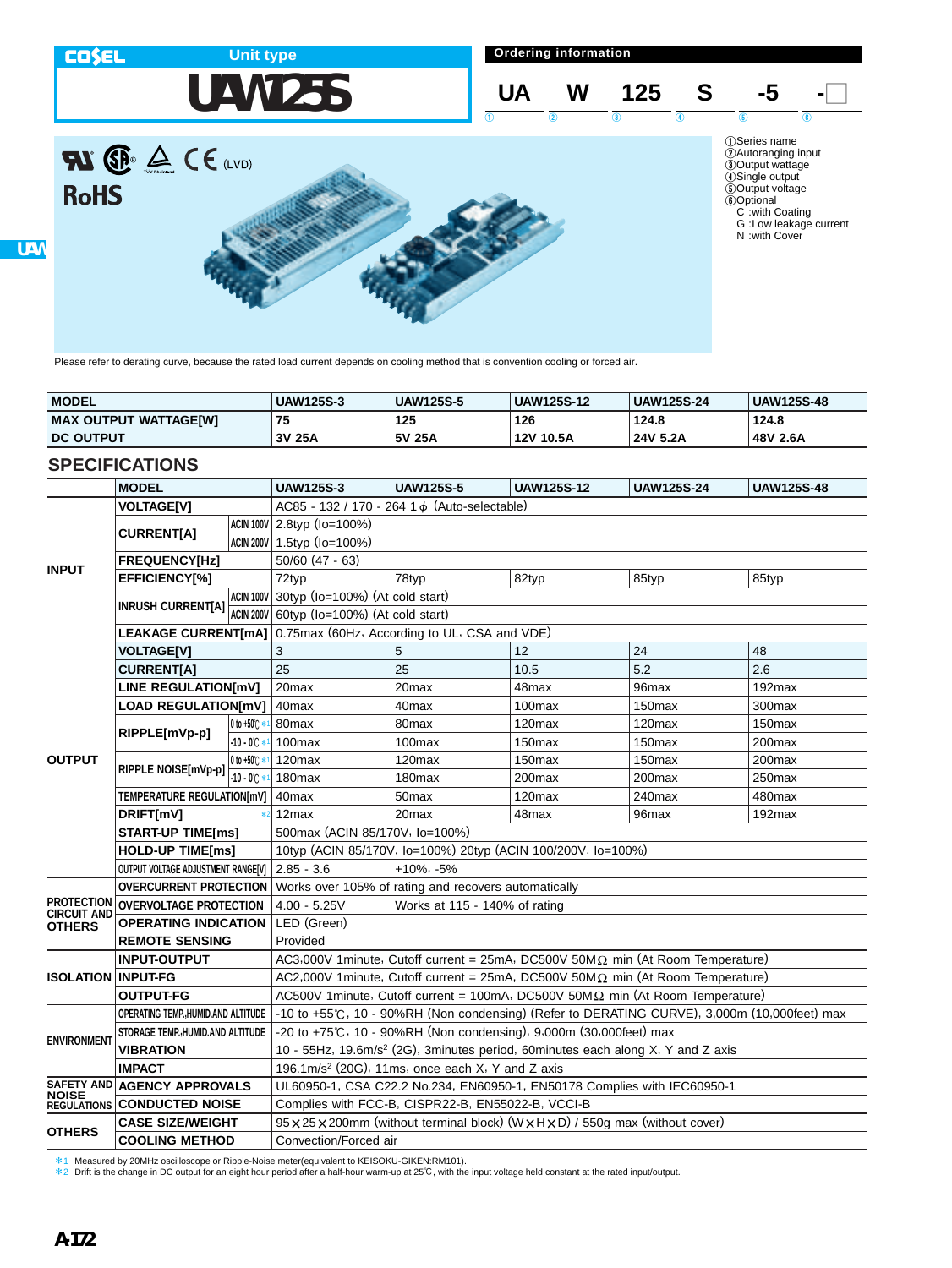COSEL

Unit type

# UAW125S

## Ordering information

| UA | W | 125 | S | -5 | - |
|---|---|---|---|---|---|
| ① | ② | ③ | ④ | ⑤ | ⑧ |

①Series name
②Autoranging input
③Output wattage
④Single output
⑤Output voltage
⑧Optional
  C :with Coating
  G :Low leakage current
  N :with Cover

(LVD)

RoHS

Please refer to derating curve, because the rated load current depends on cooling method that is convention cooling or forced air.

| MODEL | UAW125S-3 | UAW125S-5 | UAW125S-12 | UAW125S-24 | UAW125S-48 |
|---|---|---|---|---|---|
| MAX OUTPUT WATTAGE[W] | 75 | 125 | 126 | 124.8 | 124.8 |
| DC OUTPUT | 3V 25A | 5V 25A | 12V 10.5A | 24V 5.2A | 48V 2.6A |

## SPECIFICATIONS

| | MODEL | | UAW125S-3 | UAW125S-5 | UAW125S-12 | UAW125S-24 | UAW125S-48 |
|---|---|---|---|---|---|---|---|
| INPUT | VOLTAGE[V] | | AC85 - 132 / 170 - 264 1φ (Auto-selectable) | | | | |
| | CURRENT[A] | ACIN 100V | 2.8typ (Io=100%) | | | | |
| | | ACIN 200V | 1.5typ (Io=100%) | | | | |
| | FREQUENCY[Hz] | | 50/60 (47 - 63) | | | | |
| | EFFICIENCY[%] | | 72typ | 78typ | 82typ | 85typ | 85typ |
| | INRUSH CURRENT[A] | ACIN 100V | 30typ (Io=100%) (At cold start) | | | | |
| | | ACIN 200V | 60typ (Io=100%) (At cold start) | | | | |
| | LEAKAGE CURRENT[mA] | | 0.75max (60Hz, According to UL, CSA and VDE) | | | | |
| OUTPUT | VOLTAGE[V] | | 3 | 5 | 12 | 24 | 48 |
| | CURRENT[A] | | 25 | 25 | 10.5 | 5.2 | 2.6 |
| | LINE REGULATION[mV] | | 20max | 20max | 48max | 96max | 192max |
| | LOAD REGULATION[mV] | | 40max | 40max | 100max | 150max | 300max |
| | RIPPLE[mVp-p] | 0 to +50℃ *1 | 80max | 80max | 120max | 120max | 150max |
| | | -10 - 0℃ *1 | 100max | 100max | 150max | 150max | 200max |
| | RIPPLE NOISE[mVp-p] | 0 to +50℃ *1 | 120max | 120max | 150max | 150max | 200max |
| | | -10 - 0℃ *1 | 180max | 180max | 200max | 200max | 250max |
| | TEMPERATURE REGULATION[mV] | | 40max | 50max | 120max | 240max | 480max |
| | DRIFT[mV] | *2 | 12max | 20max | 48max | 96max | 192max |
| | START-UP TIME[ms] | | 500max (ACIN 85/170V, Io=100%) | | | | |
| | HOLD-UP TIME[ms] | | 10typ (ACIN 85/170V, Io=100%) 20typ (ACIN 100/200V, Io=100%) | | | | |
| | OUTPUT VOLTAGE ADJUSTMENT RANGE[V] | | 2.85 - 3.6 | +10%, -5% | | | |
| PROTECTION CIRCUIT AND OTHERS | OVERCURRENT PROTECTION | | Works over 105% of rating and recovers automatically | | | | |
| | OVERVOLTAGE PROTECTION | | 4.00 - 5.25V | Works at 115 - 140% of rating | | | |
| | OPERATING INDICATION | | LED (Green) | | | | |
| | REMOTE SENSING | | Provided | | | | |
| ISOLATION | INPUT-OUTPUT | | AC3,000V 1minute, Cutoff current = 25mA, DC500V 50MΩ min (At Room Temperature) | | | | |
| | INPUT-FG | | AC2,000V 1minute, Cutoff current = 25mA, DC500V 50MΩ min (At Room Temperature) | | | | |
| | OUTPUT-FG | | AC500V 1minute, Cutoff current = 100mA, DC500V 50MΩ min (At Room Temperature) | | | | |
| ENVIRONMENT | OPERATING TEMP.,HUMID.AND ALTITUDE | | -10 to +55℃, 10 - 90%RH (Non condensing) (Refer to DERATING CURVE), 3,000m (10,000feet) max | | | | |
| | STORAGE TEMP.,HUMID.AND ALTITUDE | | -20 to +75℃, 10 - 90%RH (Non condensing), 9,000m (30,000feet) max | | | | |
| | VIBRATION | | 10 - 55Hz, 19.6m/s² (2G), 3minutes period, 60minutes each along X, Y and Z axis | | | | |
| | IMPACT | | 196.1m/s² (20G), 11ms, once each X, Y and Z axis | | | | |
| SAFETY AND NOISE REGULATIONS | AGENCY APPROVALS | | UL60950-1, CSA C22.2 No.234, EN60950-1, EN50178 Complies with IEC60950-1 | | | | |
| | CONDUCTED NOISE | | Complies with FCC-B, CISPR22-B, EN55022-B, VCCI-B | | | | |
| OTHERS | CASE SIZE/WEIGHT | | 95×25×200mm (without terminal block) (W×H×D) / 550g max (without cover) | | | | |
| | COOLING METHOD | | Convection/Forced air | | | | |

*1 Measured by 20MHz oscilloscope or Ripple-Noise meter(equivalent to KEISOKU-GIKEN:RM101).
*2 Drift is the change in DC output for an eight hour period after a half-hour warm-up at 25℃, with the input voltage held constant at the rated input/output.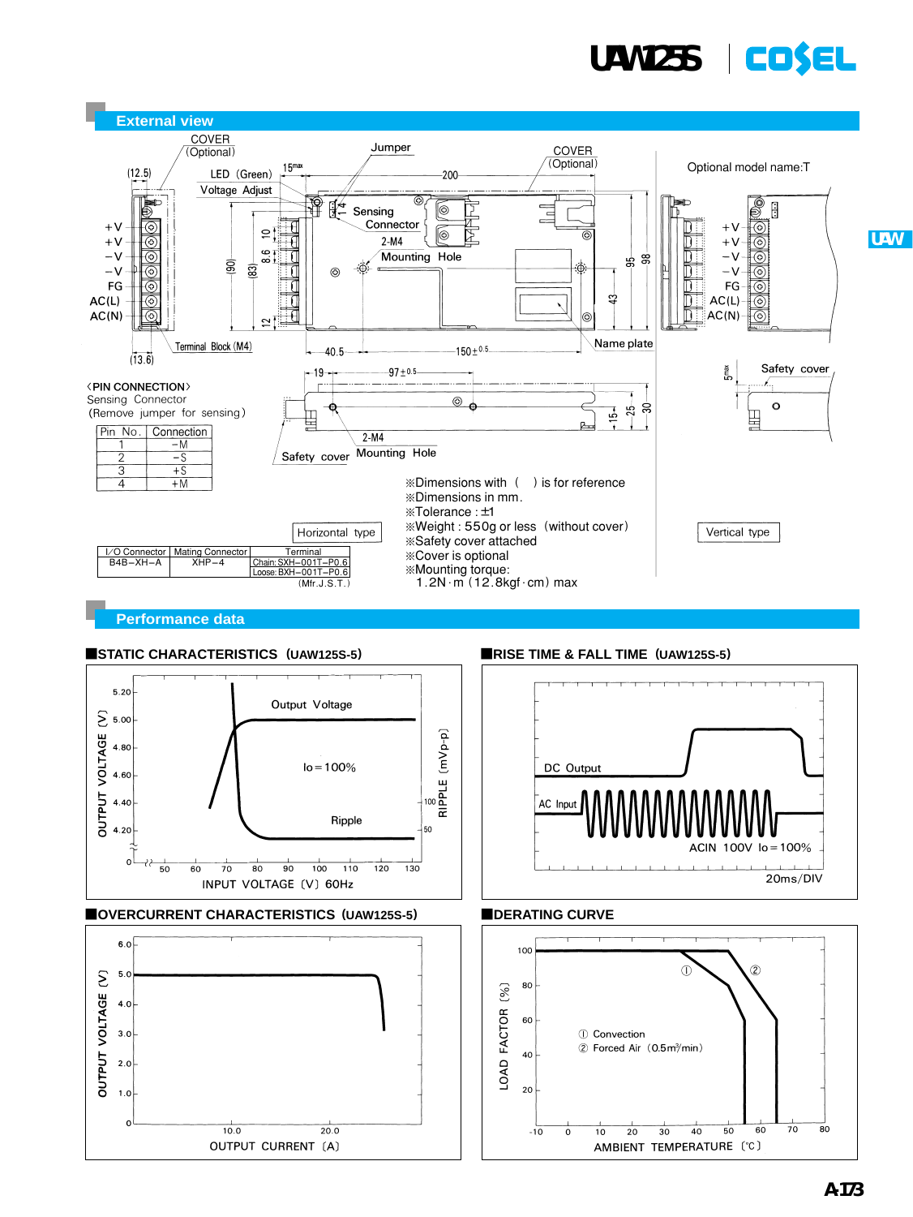## External view

Optional model name:T

〈PIN CONNECTION〉
Sensing Connector
(Remove jumper for sensing)

| Pin No. | Connection |
|---|---|
| 1 | −M |
| 2 | −S |
| 3 | +S |
| 4 | +M |

Horizontal type

Vertical type

| I/O Connector | Mating Connector | Terminal |
|---|---|---|
| B4B−XH−A | XHP−4 | Chain: SXH−001T−P0.6 |
| | | Loose: BXH−001T−P0.6 |

(Mfr.J.S.T.)

※Dimensions with ( ) is for reference
※Dimensions in mm.
※Tolerance : ±1
※Weight : 550g or less (without cover)
※Safety cover attached
※Cover is optional
※Mounting torque:
1.2N·m (12.8kgf·cm) max

## Performance data

### ■STATIC CHARACTERISTICS (UAW125S-5)

### ■RISE TIME & FALL TIME (UAW125S-5)

### ■OVERCURRENT CHARACTERISTICS (UAW125S-5)

### ■DERATING CURVE

① Convection
② Forced Air (0.5m³/min)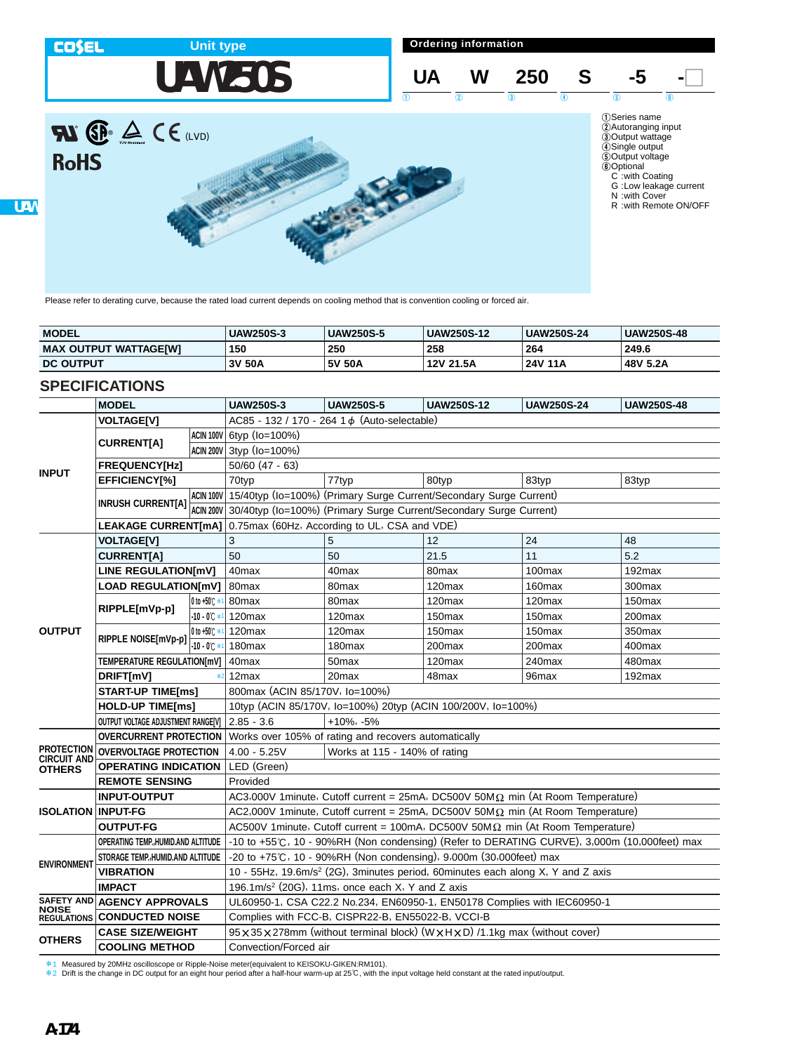COSEL Unit type

# UAW250S

**Ordering information**

| UA | W | 250 | S | -5 | - |
|---|---|---|---|---|---|
| ① | ② | ③ | ④ | ⑤ | ⑥ |

①Series name
②Autoranging input
③Output wattage
④Single output
⑤Output voltage
⑥Optional
 C :with Coating
 G :Low leakage current
 N :with Cover
 R :with Remote ON/OFF

CE (LVD)

RoHS

Please refer to derating curve, because the rated load current depends on cooling method that is convention cooling or forced air.

| MODEL | UAW250S-3 | UAW250S-5 | UAW250S-12 | UAW250S-24 | UAW250S-48 |
|---|---|---|---|---|---|
| MAX OUTPUT WATTAGE[W] | 150 | 250 | 258 | 264 | 249.6 |
| DC OUTPUT | 3V 50A | 5V 50A | 12V 21.5A | 24V 11A | 48V 5.2A |

## SPECIFICATIONS

| | MODEL | | UAW250S-3 | UAW250S-5 | UAW250S-12 | UAW250S-24 | UAW250S-48 |
|---|---|---|---|---|---|---|---|
| INPUT | VOLTAGE[V] | | AC85 - 132 / 170 - 264 1φ (Auto-selectable) | | | | |
| | CURRENT[A] | ACIN 100V | 6typ (Io=100%) | | | | |
| | | ACIN 200V | 3typ (Io=100%) | | | | |
| | FREQUENCY[Hz] | | 50/60 (47 - 63) | | | | |
| | EFFICIENCY[%] | | 70typ | 77typ | 80typ | 83typ | 83typ |
| | INRUSH CURRENT[A] | ACIN 100V | 15/40typ (Io=100%) (Primary Surge Current/Secondary Surge Current) | | | | |
| | | ACIN 200V | 30/40typ (Io=100%) (Primary Surge Current/Secondary Surge Current) | | | | |
| | LEAKAGE CURRENT[mA] | | 0.75max (60Hz, According to UL, CSA and VDE) | | | | |
| OUTPUT | VOLTAGE[V] | | 3 | 5 | 12 | 24 | 48 |
| | CURRENT[A] | | 50 | 50 | 21.5 | 11 | 5.2 |
| | LINE REGULATION[mV] | | 40max | 40max | 80max | 100max | 192max |
| | LOAD REGULATION[mV] | | 80max | 80max | 120max | 160max | 300max |
| | RIPPLE[mVp-p] | 0 to +50℃ *1 | 80max | 80max | 120max | 120max | 150max |
| | | -10 - 0℃ *1 | 120max | 120max | 150max | 150max | 200max |
| | RIPPLE NOISE[mVp-p] | 0 to +50℃ *1 | 120max | 120max | 150max | 150max | 350max |
| | | -10 - 0℃ *1 | 180max | 180max | 200max | 200max | 400max |
| | TEMPERATURE REGULATION[mV] | | 40max | 50max | 120max | 240max | 480max |
| | DRIFT[mV] | *2 | 12max | 20max | 48max | 96max | 192max |
| | START-UP TIME[ms] | | 800max (ACIN 85/170V, Io=100%) | | | | |
| | HOLD-UP TIME[ms] | | 10typ (ACIN 85/170V, Io=100%) 20typ (ACIN 100/200V, Io=100%) | | | | |
| | OUTPUT VOLTAGE ADJUSTMENT RANGE[V] | | 2.85 - 3.6 | +10%, -5% | | | |
| PROTECTION CIRCUIT AND OTHERS | OVERCURRENT PROTECTION | | Works over 105% of rating and recovers automatically | | | | |
| | OVERVOLTAGE PROTECTION | | 4.00 - 5.25V | Works at 115 - 140% of rating | | | |
| | OPERATING INDICATION | | LED (Green) | | | | |
| | REMOTE SENSING | | Provided | | | | |
| ISOLATION | INPUT-OUTPUT | | AC3,000V 1minute, Cutoff current = 25mA, DC500V 50MΩ min (At Room Temperature) | | | | |
| | INPUT-FG | | AC2,000V 1minute, Cutoff current = 25mA, DC500V 50MΩ min (At Room Temperature) | | | | |
| | OUTPUT-FG | | AC500V 1minute, Cutoff current = 100mA, DC500V 50MΩ min (At Room Temperature) | | | | |
| ENVIRONMENT | OPERATING TEMP.,HUMID.AND ALTITUDE | | -10 to +55℃, 10 - 90%RH (Non condensing) (Refer to DERATING CURVE), 3,000m (10,000feet) max | | | | |
| | STORAGE TEMP.,HUMID.AND ALTITUDE | | -20 to +75℃, 10 - 90%RH (Non condensing), 9,000m (30,000feet) max | | | | |
| | VIBRATION | | 10 - 55Hz, 19.6m/s$^2$ (2G), 3minutes period, 60minutes each along X, Y and Z axis | | | | |
| | IMPACT | | 196.1m/s$^2$ (20G), 11ms, once each X, Y and Z axis | | | | |
| SAFETY AND NOISE REGULATIONS | AGENCY APPROVALS | | UL60950-1, CSA C22.2 No.234, EN60950-1, EN50178 Complies with IEC60950-1 | | | | |
| | CONDUCTED NOISE | | Complies with FCC-B, CISPR22-B, EN55022-B, VCCI-B | | | | |
| OTHERS | CASE SIZE/WEIGHT | | 95×35×278mm (without terminal block) (W×H×D) /1.1kg max (without cover) | | | | |
| | COOLING METHOD | | Convection/Forced air | | | | |

*1 Measured by 20MHz oscilloscope or Ripple-Noise meter(equivalent to KEISOKU-GIKEN:RM101).
*2 Drift is the change in DC output for an eight hour period after a half-hour warm-up at 25℃, with the input voltage held constant at the rated input/output.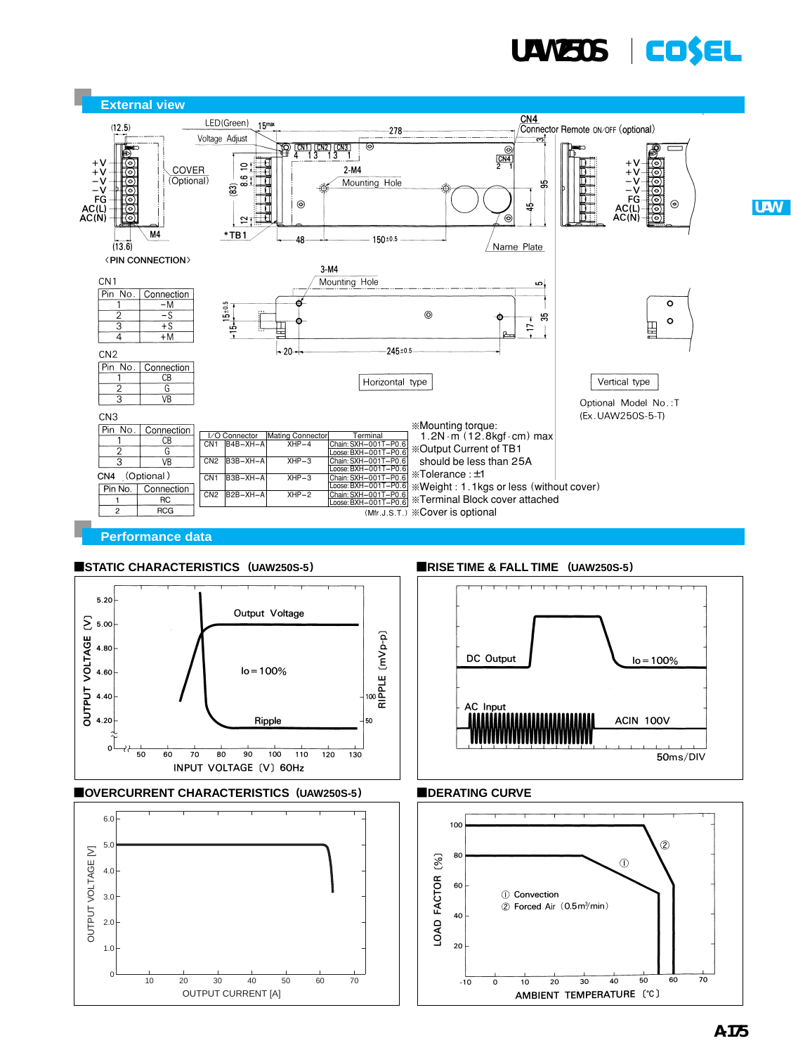## External view

**CN1**

| Pin No. | Connection |
|---|---|
| 1 | −M |
| 2 | −S |
| 3 | +S |
| 4 | +M |

**CN2**

| Pin No. | Connection |
|---|---|
| 1 | CB |
| 2 | G |
| 3 | VB |

**CN3**

| Pin No. | Connection |
|---|---|
| 1 | CB |
| 2 | G |
| 3 | VB |

**CN4 (Optional)**

| Pin No. | Connection |
|---|---|
| 1 | RC |
| 2 | RCG |

| | I/O Connector | Mating Connector | Terminal |
|---|---|---|---|
| CN1 | B4B−XH−A | XHP−4 | Chain: SXH−001T−P0.6 Loose: BXH−001T−P0.6 |
| CN2 | B3B−XH−A | XHP−3 | Chain: SXH−001T−P0.6 Loose: BXH−001T−P0.6 |
| CN1 | B3B−XH−A | XHP−3 | Chain: SXH−001T−P0.6 Loose: BXH−001T−P0.6 |
| CN2 | B2B−XH−A | XHP−2 | Chain: SXH−001T−P0.6 Loose: BXH−001T−P0.6 |

(Mfr.J.S.T.)

※Mounting torque: 1.2N·m (12.8kgf·cm) max
※Output Current of TB1 should be less than 25A
※Tolerance : ±1
※Weight : 1.1kgs or less (without cover)
※Terminal Block cover attached
※Cover is optional

Horizontal type

Vertical type

Optional Model No.:T
(Ex.UAW250S-5-T)

## Performance data

### STATIC CHARACTERISTICS (UAW250S-5)

### RISE TIME & FALL TIME (UAW250S-5)

### OVERCURRENT CHARACTERISTICS (UAW250S-5)

### DERATING CURVE

① Convection
② Forced Air (0.5m³/min)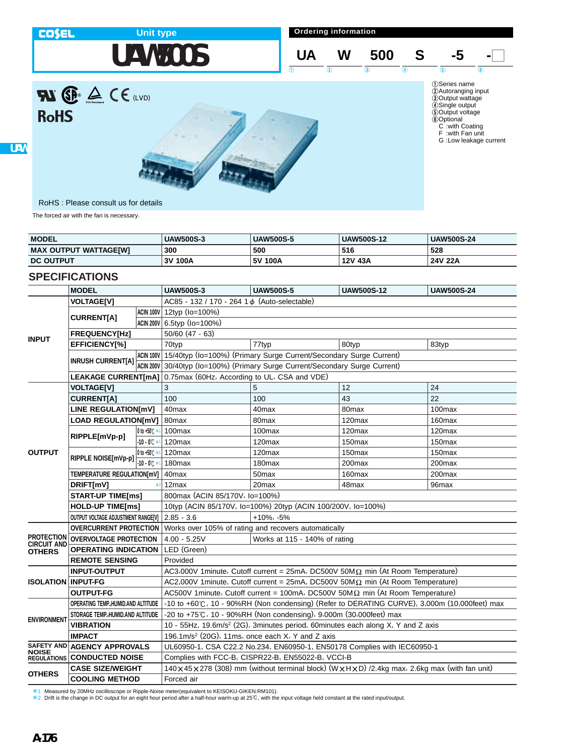COSEL

Unit type

# UAW500S

**Ordering information**

| UA | W | 500 | S | -5 | -□ |
|---|---|---|---|---|---|
| ① | ② | ③ | ④ | ⑤ | ⑧ |

①Series name
②Autoranging input
③Output wattage
④Single output
⑤Output voltage
⑧Optional
- C :with Coating
- F :with Fan unit
- G :Low leakage current

CE (LVD)

RoHS

RoHS : Please consult us for details

The forced air with the fan is necessary.

| MODEL | UAW500S-3 | UAW500S-5 | UAW500S-12 | UAW500S-24 |
|---|---|---|---|---|
| MAX OUTPUT WATTAGE[W] | 300 | 500 | 516 | 528 |
| DC OUTPUT | 3V 100A | 5V 100A | 12V 43A | 24V 22A |

## SPECIFICATIONS

| | MODEL | | UAW500S-3 | UAW500S-5 | UAW500S-12 | UAW500S-24 |
|---|---|---|---|---|---|---|
| INPUT | VOLTAGE[V] | | AC85 - 132 / 170 - 264 1φ (Auto-selectable) | | | |
| | CURRENT[A] | ACIN 100V | 12typ (Io=100%) | | | |
| | | ACIN 200V | 6.5typ (Io=100%) | | | |
| | FREQUENCY[Hz] | | 50/60 (47 - 63) | | | |
| | EFFICIENCY[%] | | 70typ | 77typ | 80typ | 83typ |
| | INRUSH CURRENT[A] | ACIN 100V | 15/40typ (Io=100%) (Primary Surge Current/Secondary Surge Current) | | | |
| | | ACIN 200V | 30/40typ (Io=100%) (Primary Surge Current/Secondary Surge Current) | | | |
| | LEAKAGE CURRENT[mA] | | 0.75max (60Hz, According to UL, CSA and VDE) | | | |
| OUTPUT | VOLTAGE[V] | | 3 | 5 | 12 | 24 |
| | CURRENT[A] | | 100 | 100 | 43 | 22 |
| | LINE REGULATION[mV] | | 40max | 40max | 80max | 100max |
| | LOAD REGULATION[mV] | | 80max | 80max | 120max | 160max |
| | RIPPLE[mVp-p] | 0 to +50℃ *1 | 100max | 100max | 120max | 120max |
| | | -10 - 0℃ *1 | 120max | 120max | 150max | 150max |
| | RIPPLE NOISE[mVp-p] | 0 to +50℃ *1 | 120max | 120max | 150max | 150max |
| | | -10 - 0℃ *1 | 180max | 180max | 200max | 200max |
| | TEMPERATURE REGULATION[mV] | | 40max | 50max | 160max | 200max |
| | DRIFT[mV] | *2 | 12max | 20max | 48max | 96max |
| | START-UP TIME[ms] | | 800max (ACIN 85/170V, Io=100%) | | | |
| | HOLD-UP TIME[ms] | | 10typ (ACIN 85/170V, Io=100%) 20typ (ACIN 100/200V, Io=100%) | | | |
| | OUTPUT VOLTAGE ADJUSTMENT RANGE[V] | | 2.85 - 3.6 | +10%, -5% | | |
| PROTECTION CIRCUIT AND OTHERS | OVERCURRENT PROTECTION | | Works over 105% of rating and recovers automatically | | | |
| | OVERVOLTAGE PROTECTION | | 4.00 - 5.25V | Works at 115 - 140% of rating | | |
| | OPERATING INDICATION | | LED (Green) | | | |
| | REMOTE SENSING | | Provided | | | |
| ISOLATION | INPUT-OUTPUT | | AC3,000V 1minute, Cutoff current = 25mA, DC500V 50MΩ min (At Room Temperature) | | | |
| | INPUT-FG | | AC2,000V 1minute, Cutoff current = 25mA, DC500V 50MΩ min (At Room Temperature) | | | |
| | OUTPUT-FG | | AC500V 1minute, Cutoff current = 100mA, DC500V 50MΩ min (At Room Temperature) | | | |
| ENVIRONMENT | OPERATING TEMP.,HUMID.AND ALTITUDE | | -10 to +60℃, 10 - 90%RH (Non condensing) (Refer to DERATING CURVE), 3,000m (10,000feet) max | | | |
| | STORAGE TEMP.,HUMID.AND ALTITUDE | | -20 to +75℃, 10 - 90%RH (Non condensing), 9,000m (30,000feet) max | | | |
| | VIBRATION | | 10 - 55Hz, 19.6m/s² (2G), 3minutes period, 60minutes each along X, Y and Z axis | | | |
| | IMPACT | | 196.1m/s² (20G), 11ms, once each X, Y and Z axis | | | |
| SAFETY AND NOISE REGULATIONS | AGENCY APPROVALS | | UL60950-1, CSA C22.2 No.234, EN60950-1, EN50178 Complies with IEC60950-1 | | | |
| | CONDUCTED NOISE | | Complies with FCC-B, CISPR22-B, EN55022-B, VCCI-B | | | |
| OTHERS | CASE SIZE/WEIGHT | | 140×45×278 (308) mm (without terminal block) (W×H×D) /2.4kg max, 2.6kg max (with fan unit) | | | |
| | COOLING METHOD | | Forced air | | | |

*1 Measured by 20MHz oscilloscope or Ripple-Noise meter(equivalent to KEISOKU-GIKEN:RM101).
*2 Drift is the change in DC output for an eight hour period after a half-hour warm-up at 25℃, with the input voltage held constant at the rated input/output.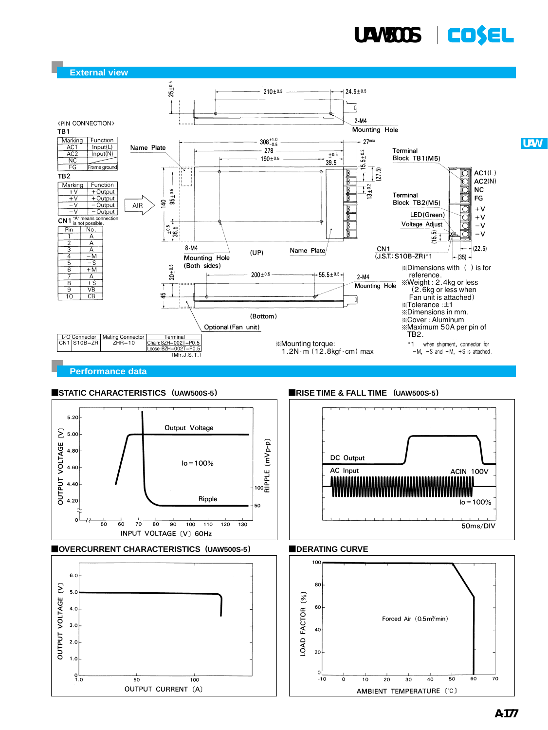## External view

<PIN CONNECTION>

TB1

| Marking | Function |
|---|---|
| AC1 | Input(L) |
| AC2 | Input(N) |
| NC | |
| FG | Frame ground |

TB2

| Marking | Function |
|---|---|
| +V | +Output |
| +V | +Output |
| −V | −Output |
| −V | −Output |

CN1 "A" means connection is not possible.

| Pin | No. |
|---|---|
| 1 | A |
| 2 | A |
| 3 | A |
| 4 | −M |
| 5 | −S |
| 6 | +M |
| 7 | A |
| 8 | +S |
| 9 | VB |
| 10 | CB |

| I/O Connector | | Mating Connector | Terminal |
|---|---|---|---|
| CN1 | S10B−ZR | ZHR−10 | Chain: SZH−002T−P0.5 / Loose: BZH−002T−P0.5 |

(Mfr.J.S.T.)

210±0.5
24.5±0.5
25±0.5
2-M4 Mounting Hole
Name Plate
308 +1.0 −0.5
278
190±0.5
27max
±0.5 39.5
15.5±0.2
13±0.2
(27.5)
Terminal Block TB1(M5)
AC1(L)
AC2(N)
NC
FG
Terminal Block TB2(M5)
LED(Green)
Voltage Adjust
+V
+V
−V
−V
AIR
140
95±0.5
±0.5 36.5
(15.5)
8-M4 Mounting Hole (Both sides)
(UP)
Name Plate
CN1 (J.S.T.: S10B-ZR)*1
(35)
(22.5)
20±0.5
200±0.5
55.5±0.5
2-M4 Mounting Hole
45
(Bottom)
Optional (Fan unit)

※Dimensions with ( ) is for reference.
※Weight : 2.4kg or less (2.6kg or less when Fan unit is attached)
※Tolerance :±1
※Dimensions in mm.
※Cover : Aluminum
※Maximum 50A per pin of TB2.

*1 when shipment, connector for −M, −S and +M, +S is attached.

※Mounting torque: 1.2N·m (12.8kgf·cm) max

## Performance data

### STATIC CHARACTERISTICS (UAW500S-5)

OUTPUT VOLTAGE (V)
5.20
5.00
4.80
4.60
4.40
4.20
0
Output Voltage
Io=100%
Ripple
RIPPLE (mVp-p)
100
50
50 60 70 80 90 100 110 120 130
INPUT VOLTAGE (V) 60Hz

### RISE TIME & FALL TIME (UAW500S-5)

DC Output
AC Input
ACIN 100V
Io=100%
50ms/DIV

### OVERCURRENT CHARACTERISTICS (UAW500S-5)

OUTPUT VOLTAGE (V)
6.0
5.0
4.0
3.0
2.0
1.0
0
1.0
50
100
OUTPUT CURRENT (A)

### DERATING CURVE

LOAD FACTOR (%)
100
80
60
40
20
0
Forced Air (0.5m³/min)
-10 0 10 20 30 40 50 60 70
AMBIENT TEMPERATURE (°C)